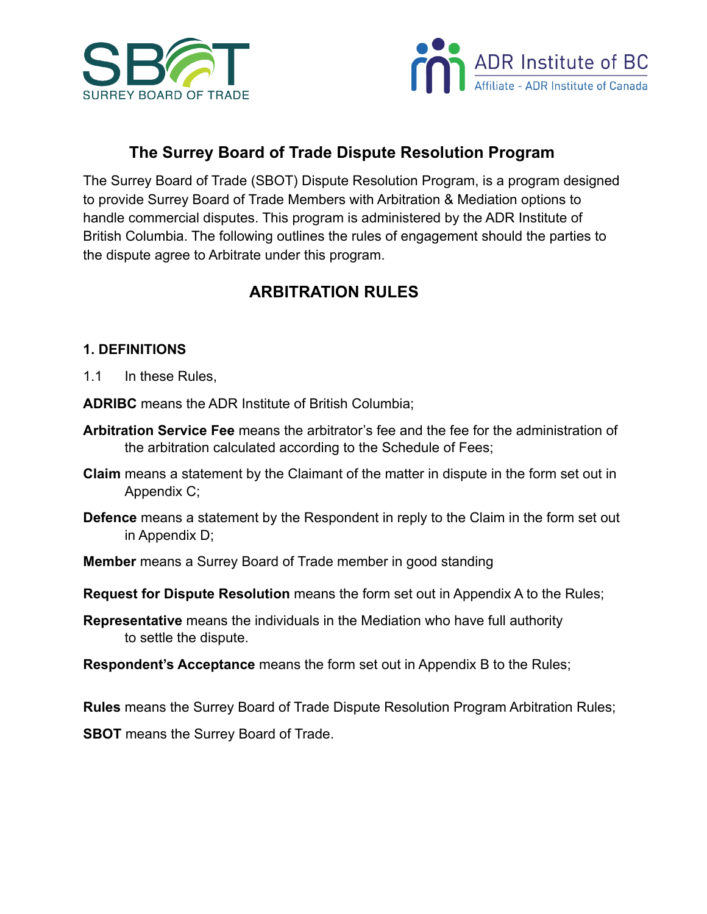# The Surrey Board of Trade Dispute Resolution Program

The Surrey Board of Trade (SBOT) Dispute Resolution Program, is a program designed to provide Surrey Board of Trade Members with Arbitration & Mediation options to handle commercial disputes. This program is administered by the ADR Institute of British Columbia. The following outlines the rules of engagement should the parties to the dispute agree to Arbitrate under this program.

## ARBITRATION RULES

### 1. DEFINITIONS

1.1 In these Rules,

**ADRIBC** means the ADR Institute of British Columbia;

**Arbitration Service Fee** means the arbitrator's fee and the fee for the administration of the arbitration calculated according to the Schedule of Fees;

**Claim** means a statement by the Claimant of the matter in dispute in the form set out in Appendix C;

**Defence** means a statement by the Respondent in reply to the Claim in the form set out in Appendix D;

**Member** means a Surrey Board of Trade member in good standing

**Request for Dispute Resolution** means the form set out in Appendix A to the Rules;

**Representative** means the individuals in the Mediation who have full authority to settle the dispute.

**Respondent's Acceptance** means the form set out in Appendix B to the Rules;

**Rules** means the Surrey Board of Trade Dispute Resolution Program Arbitration Rules;

**SBOT** means the Surrey Board of Trade.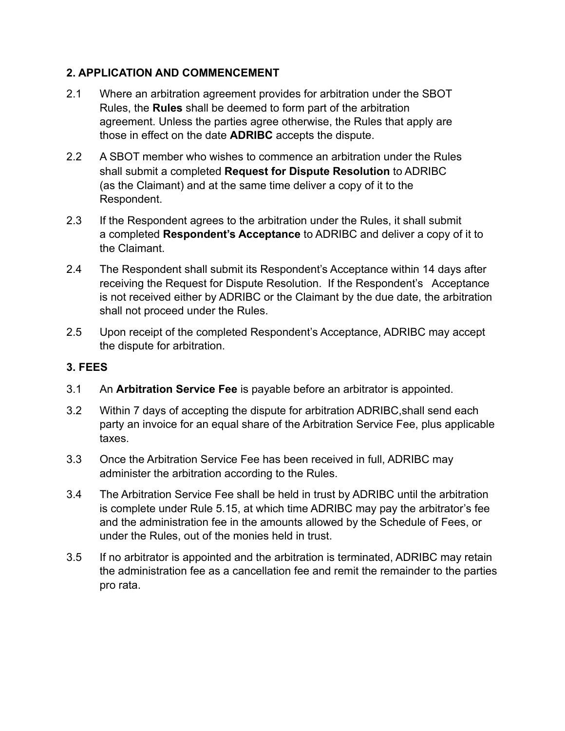## 2. APPLICATION AND COMMENCEMENT

2.1 Where an arbitration agreement provides for arbitration under the SBOT Rules, the **Rules** shall be deemed to form part of the arbitration agreement. Unless the parties agree otherwise, the Rules that apply are those in effect on the date **ADRIBC** accepts the dispute.

2.2 A SBOT member who wishes to commence an arbitration under the Rules shall submit a completed **Request for Dispute Resolution** to ADRIBC (as the Claimant) and at the same time deliver a copy of it to the Respondent.

2.3 If the Respondent agrees to the arbitration under the Rules, it shall submit a completed **Respondent's Acceptance** to ADRIBC and deliver a copy of it to the Claimant.

2.4 The Respondent shall submit its Respondent's Acceptance within 14 days after receiving the Request for Dispute Resolution. If the Respondent's Acceptance is not received either by ADRIBC or the Claimant by the due date, the arbitration shall not proceed under the Rules.

2.5 Upon receipt of the completed Respondent's Acceptance, ADRIBC may accept the dispute for arbitration.

## 3. FEES

3.1 An **Arbitration Service Fee** is payable before an arbitrator is appointed.

3.2 Within 7 days of accepting the dispute for arbitration ADRIBC,shall send each party an invoice for an equal share of the Arbitration Service Fee, plus applicable taxes.

3.3 Once the Arbitration Service Fee has been received in full, ADRIBC may administer the arbitration according to the Rules.

3.4 The Arbitration Service Fee shall be held in trust by ADRIBC until the arbitration is complete under Rule 5.15, at which time ADRIBC may pay the arbitrator's fee and the administration fee in the amounts allowed by the Schedule of Fees, or under the Rules, out of the monies held in trust.

3.5 If no arbitrator is appointed and the arbitration is terminated, ADRIBC may retain the administration fee as a cancellation fee and remit the remainder to the parties pro rata.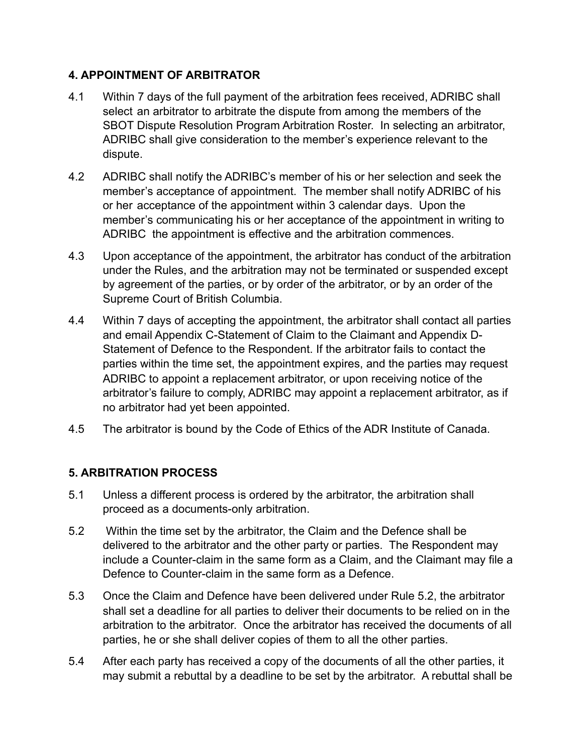## 4. APPOINTMENT OF ARBITRATOR

4.1 Within 7 days of the full payment of the arbitration fees received, ADRIBC shall select an arbitrator to arbitrate the dispute from among the members of the SBOT Dispute Resolution Program Arbitration Roster. In selecting an arbitrator, ADRIBC shall give consideration to the member's experience relevant to the dispute.

4.2 ADRIBC shall notify the ADRIBC's member of his or her selection and seek the member's acceptance of appointment. The member shall notify ADRIBC of his or her acceptance of the appointment within 3 calendar days. Upon the member's communicating his or her acceptance of the appointment in writing to ADRIBC the appointment is effective and the arbitration commences.

4.3 Upon acceptance of the appointment, the arbitrator has conduct of the arbitration under the Rules, and the arbitration may not be terminated or suspended except by agreement of the parties, or by order of the arbitrator, or by an order of the Supreme Court of British Columbia.

4.4 Within 7 days of accepting the appointment, the arbitrator shall contact all parties and email Appendix C-Statement of Claim to the Claimant and Appendix D-Statement of Defence to the Respondent. If the arbitrator fails to contact the parties within the time set, the appointment expires, and the parties may request ADRIBC to appoint a replacement arbitrator, or upon receiving notice of the arbitrator's failure to comply, ADRIBC may appoint a replacement arbitrator, as if no arbitrator had yet been appointed.

4.5 The arbitrator is bound by the Code of Ethics of the ADR Institute of Canada.

## 5. ARBITRATION PROCESS

5.1 Unless a different process is ordered by the arbitrator, the arbitration shall proceed as a documents-only arbitration.

5.2 Within the time set by the arbitrator, the Claim and the Defence shall be delivered to the arbitrator and the other party or parties. The Respondent may include a Counter-claim in the same form as a Claim, and the Claimant may file a Defence to Counter-claim in the same form as a Defence.

5.3 Once the Claim and Defence have been delivered under Rule 5.2, the arbitrator shall set a deadline for all parties to deliver their documents to be relied on in the arbitration to the arbitrator. Once the arbitrator has received the documents of all parties, he or she shall deliver copies of them to all the other parties.

5.4 After each party has received a copy of the documents of all the other parties, it may submit a rebuttal by a deadline to be set by the arbitrator. A rebuttal shall be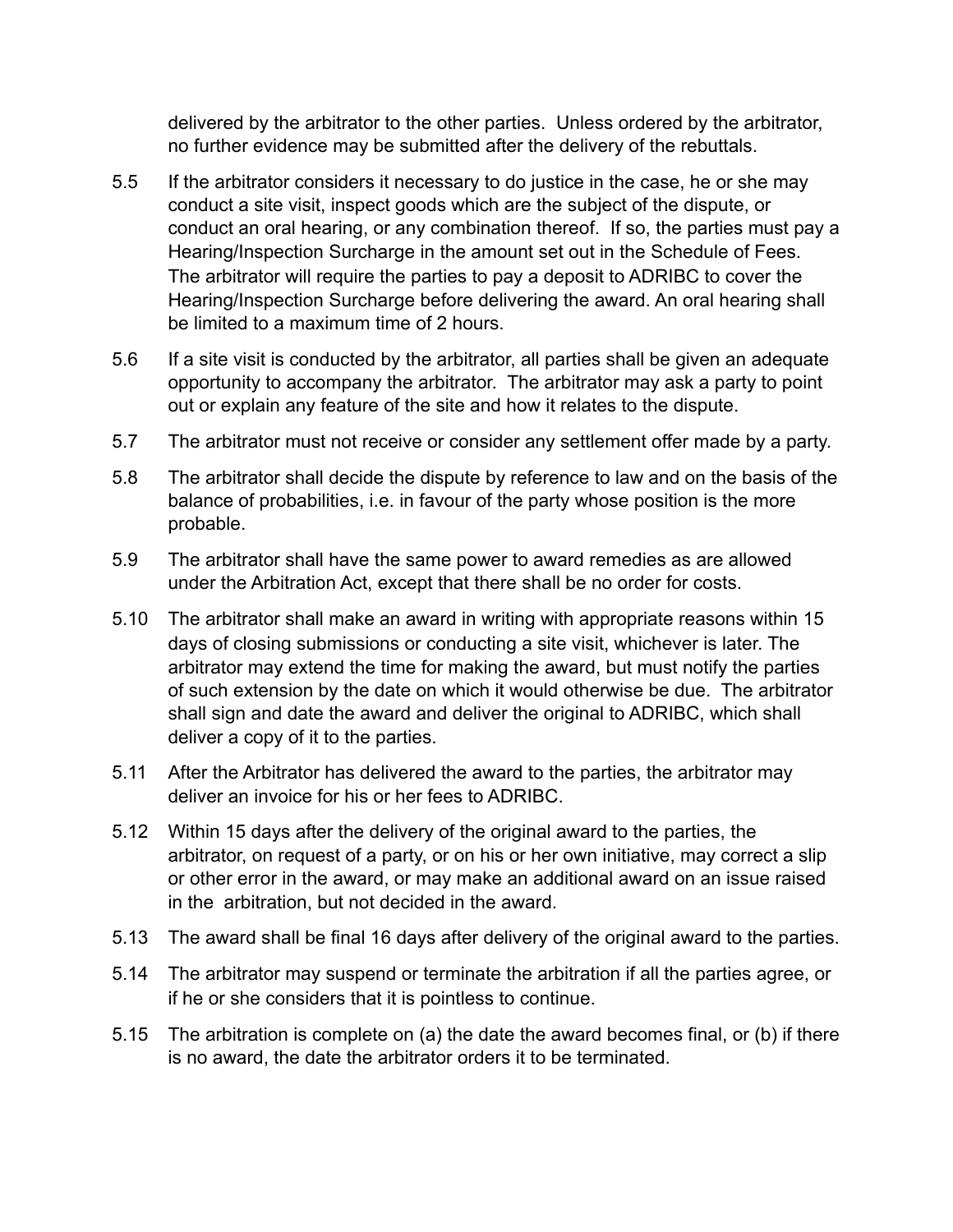delivered by the arbitrator to the other parties. Unless ordered by the arbitrator, no further evidence may be submitted after the delivery of the rebuttals.

5.5 If the arbitrator considers it necessary to do justice in the case, he or she may conduct a site visit, inspect goods which are the subject of the dispute, or conduct an oral hearing, or any combination thereof. If so, the parties must pay a Hearing/Inspection Surcharge in the amount set out in the Schedule of Fees. The arbitrator will require the parties to pay a deposit to ADRIBC to cover the Hearing/Inspection Surcharge before delivering the award. An oral hearing shall be limited to a maximum time of 2 hours.

5.6 If a site visit is conducted by the arbitrator, all parties shall be given an adequate opportunity to accompany the arbitrator. The arbitrator may ask a party to point out or explain any feature of the site and how it relates to the dispute.

5.7 The arbitrator must not receive or consider any settlement offer made by a party.

5.8 The arbitrator shall decide the dispute by reference to law and on the basis of the balance of probabilities, i.e. in favour of the party whose position is the more probable.

5.9 The arbitrator shall have the same power to award remedies as are allowed under the Arbitration Act, except that there shall be no order for costs.

5.10 The arbitrator shall make an award in writing with appropriate reasons within 15 days of closing submissions or conducting a site visit, whichever is later. The arbitrator may extend the time for making the award, but must notify the parties of such extension by the date on which it would otherwise be due. The arbitrator shall sign and date the award and deliver the original to ADRIBC, which shall deliver a copy of it to the parties.

5.11 After the Arbitrator has delivered the award to the parties, the arbitrator may deliver an invoice for his or her fees to ADRIBC.

5.12 Within 15 days after the delivery of the original award to the parties, the arbitrator, on request of a party, or on his or her own initiative, may correct a slip or other error in the award, or may make an additional award on an issue raised in the arbitration, but not decided in the award.

5.13 The award shall be final 16 days after delivery of the original award to the parties.

5.14 The arbitrator may suspend or terminate the arbitration if all the parties agree, or if he or she considers that it is pointless to continue.

5.15 The arbitration is complete on (a) the date the award becomes final, or (b) if there is no award, the date the arbitrator orders it to be terminated.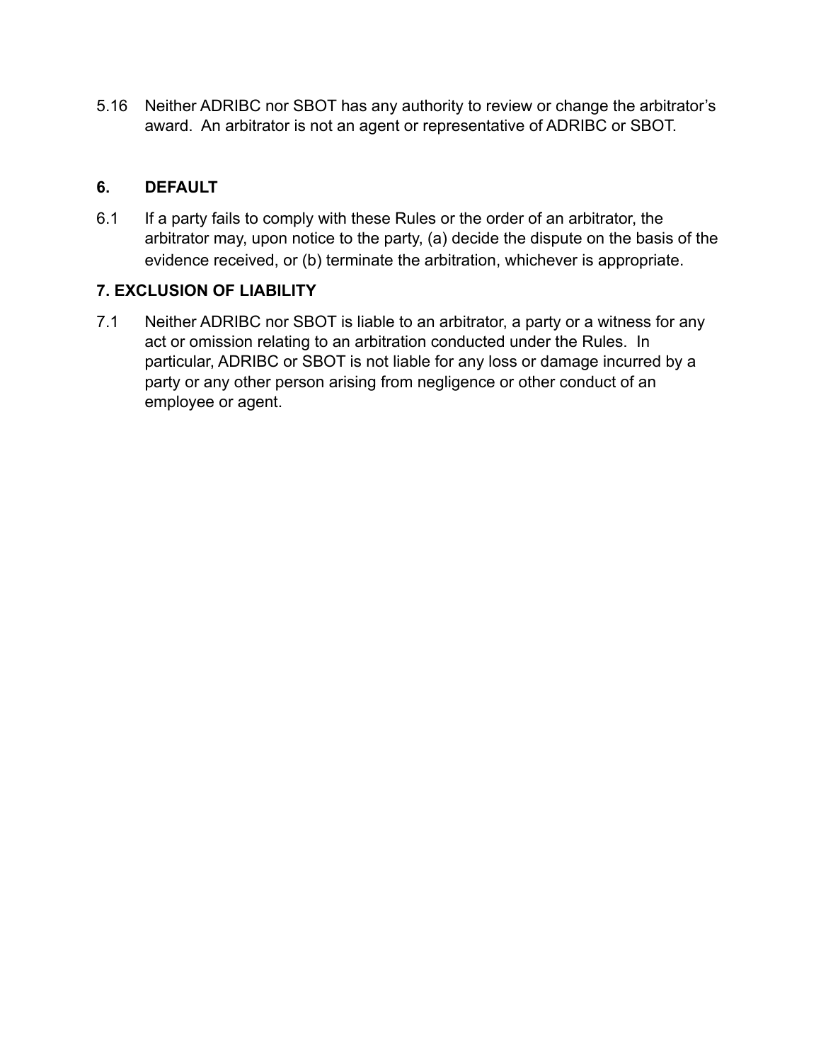5.16 Neither ADRIBC nor SBOT has any authority to review or change the arbitrator's award. An arbitrator is not an agent or representative of ADRIBC or SBOT.

## 6. DEFAULT

6.1 If a party fails to comply with these Rules or the order of an arbitrator, the arbitrator may, upon notice to the party, (a) decide the dispute on the basis of the evidence received, or (b) terminate the arbitration, whichever is appropriate.

## 7. EXCLUSION OF LIABILITY

7.1 Neither ADRIBC nor SBOT is liable to an arbitrator, a party or a witness for any act or omission relating to an arbitration conducted under the Rules. In particular, ADRIBC or SBOT is not liable for any loss or damage incurred by a party or any other person arising from negligence or other conduct of an employee or agent.